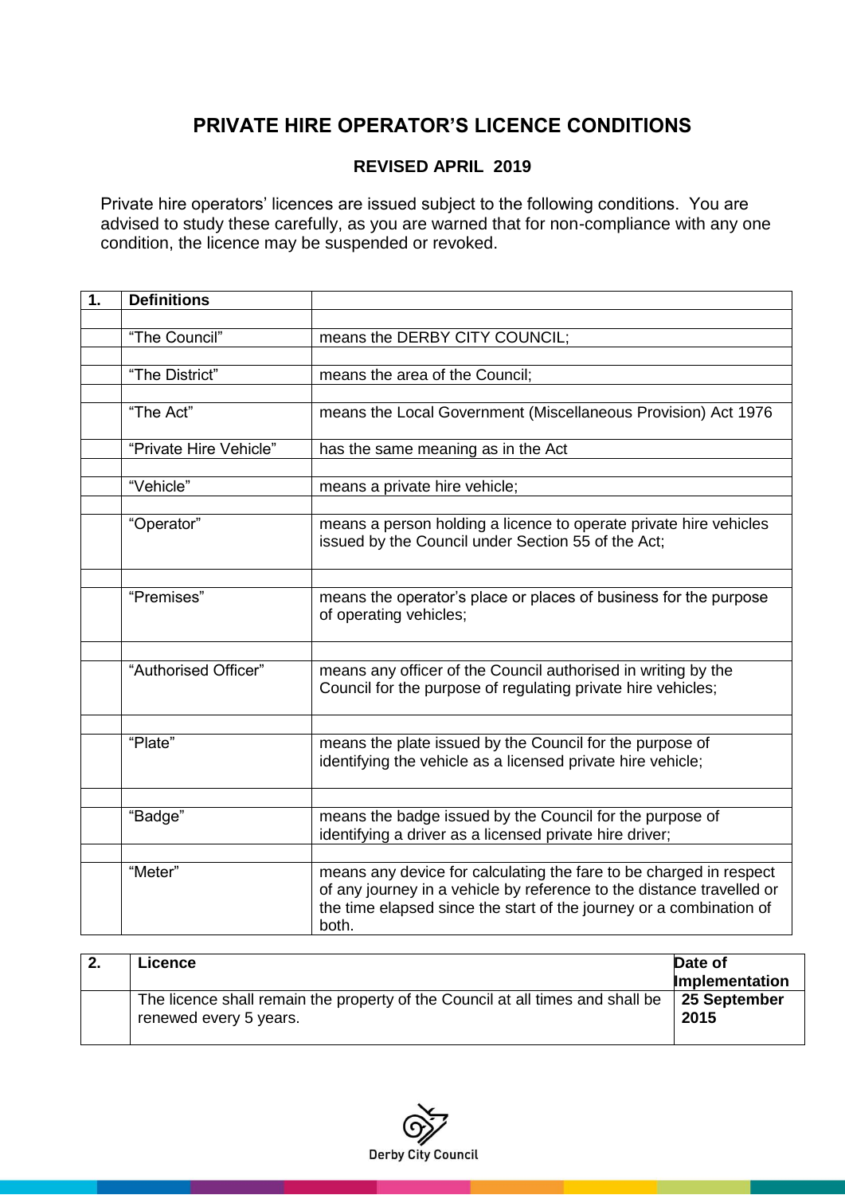# PRIVATE HIRE OPERATOR'S LICENCE CONDITIONS

## REVISED APRIL 2019

Private hire operators' licences are issued subject to the following conditions. You are advised to study these carefully, as you are warned that for non-compliance with any one condition, the licence may be suspended or revoked.

| 1. | Definitions | |
|---|---|---|
| | | |
| | "The Council" | means the DERBY CITY COUNCIL; |
| | | |
| | "The District" | means the area of the Council; |
| | | |
| | "The Act" | means the Local Government (Miscellaneous Provision) Act 1976 |
| | "Private Hire Vehicle" | has the same meaning as in the Act |
| | | |
| | "Vehicle" | means a private hire vehicle; |
| | | |
| | "Operator" | means a person holding a licence to operate private hire vehicles issued by the Council under Section 55 of the Act; |
| | | |
| | "Premises" | means the operator's place or places of business for the purpose of operating vehicles; |
| | | |
| | "Authorised Officer" | means any officer of the Council authorised in writing by the Council for the purpose of regulating private hire vehicles; |
| | | |
| | "Plate" | means the plate issued by the Council for the purpose of identifying the vehicle as a licensed private hire vehicle; |
| | | |
| | "Badge" | means the badge issued by the Council for the purpose of identifying a driver as a licensed private hire driver; |
| | | |
| | "Meter" | means any device for calculating the fare to be charged in respect of any journey in a vehicle by reference to the distance travelled or the time elapsed since the start of the journey or a combination of both. |

| 2. | Licence | Date of Implementation |
|---|---|---|
| | The licence shall remain the property of the Council at all times and shall be renewed every 5 years. | **25 September 2015** |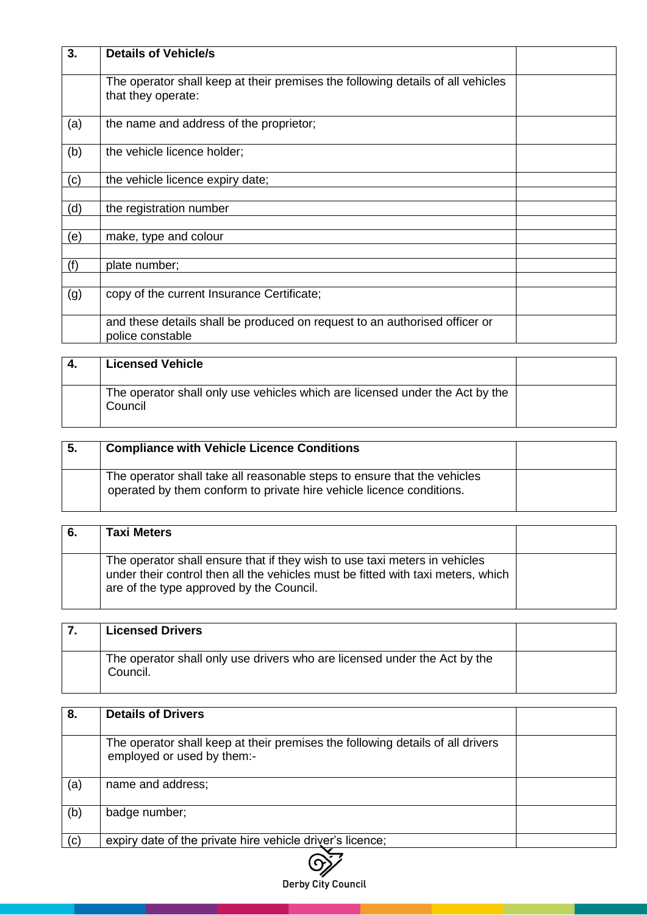| 3. | **Details of Vehicle/s** | |
|---|---|---|
| | The operator shall keep at their premises the following details of all vehicles that they operate: | |
| (a) | the name and address of the proprietor; | |
| (b) | the vehicle licence holder; | |
| (c) | the vehicle licence expiry date; | |
| | | |
| (d) | the registration number | |
| | | |
| (e) | make, type and colour | |
| | | |
| (f) | plate number; | |
| | | |
| (g) | copy of the current Insurance Certificate; | |
| | and these details shall be produced on request to an authorised officer or police constable | |

| 4. | **Licensed Vehicle** | |
|---|---|---|
| | The operator shall only use vehicles which are licensed under the Act by the Council | |

| 5. | **Compliance with Vehicle Licence Conditions** | |
|---|---|---|
| | The operator shall take all reasonable steps to ensure that the vehicles operated by them conform to private hire vehicle licence conditions. | |

| 6. | **Taxi Meters** | |
|---|---|---|
| | The operator shall ensure that if they wish to use taxi meters in vehicles under their control then all the vehicles must be fitted with taxi meters, which are of the type approved by the Council. | |

| 7. | **Licensed Drivers** | |
|---|---|---|
| | The operator shall only use drivers who are licensed under the Act by the Council. | |

| 8. | **Details of Drivers** | |
|---|---|---|
| | The operator shall keep at their premises the following details of all drivers employed or used by them:- | |
| (a) | name and address; | |
| (b) | badge number; | |
| (c) | expiry date of the private hire vehicle driver's licence; | |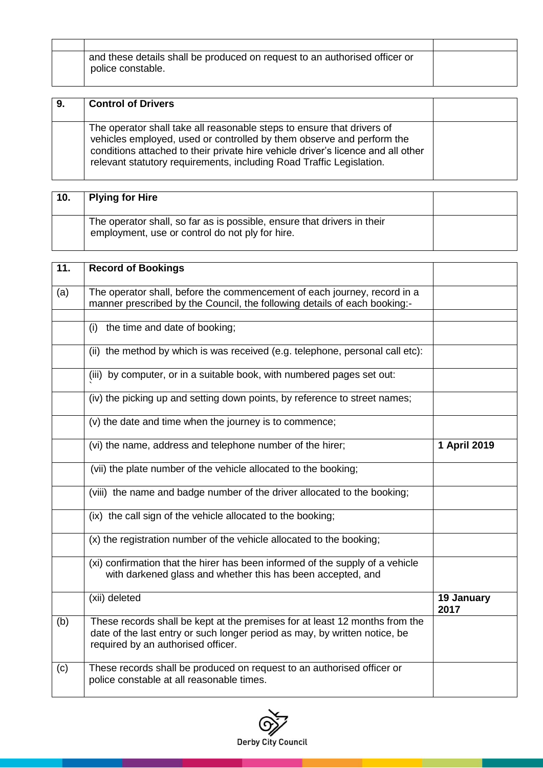| | | |
|---|---|---|
| | and these details shall be produced on request to an authorised officer or police constable. | |

| | | |
|---|---|---|
| **9.** | **Control of Drivers** | |
| | The operator shall take all reasonable steps to ensure that drivers of vehicles employed, used or controlled by them observe and perform the conditions attached to their private hire vehicle driver's licence and all other relevant statutory requirements, including Road Traffic Legislation. | |

| | | |
|---|---|---|
| **10.** | **Plying for Hire** | |
| | The operator shall, so far as is possible, ensure that drivers in their employment, use or control do not ply for hire. | |

| | | |
|---|---|---|
| **11.** | **Record of Bookings** | |
| (a) | The operator shall, before the commencement of each journey, record in a manner prescribed by the Council, the following details of each booking:- | |
| | | |
| | (i) the time and date of booking; | |
| | (ii) the method by which is was received (e.g. telephone, personal call etc): | |
| | (iii) by computer, or in a suitable book, with numbered pages set out: ` | |
| | (iv) the picking up and setting down points, by reference to street names; | |
| | (v) the date and time when the journey is to commence; | |
| | (vi) the name, address and telephone number of the hirer; | **1 April 2019** |
| | (vii) the plate number of the vehicle allocated to the booking; | |
| | (viii) the name and badge number of the driver allocated to the booking; | |
| | (ix) the call sign of the vehicle allocated to the booking; | |
| | (x) the registration number of the vehicle allocated to the booking; | |
| | (xi) confirmation that the hirer has been informed of the supply of a vehicle with darkened glass and whether this has been accepted, and | |
| | (xii) deleted | **19 January 2017** |
| (b) | These records shall be kept at the premises for at least 12 months from the date of the last entry or such longer period as may, by written notice, be required by an authorised officer. | |
| (c) | These records shall be produced on request to an authorised officer or police constable at all reasonable times. | |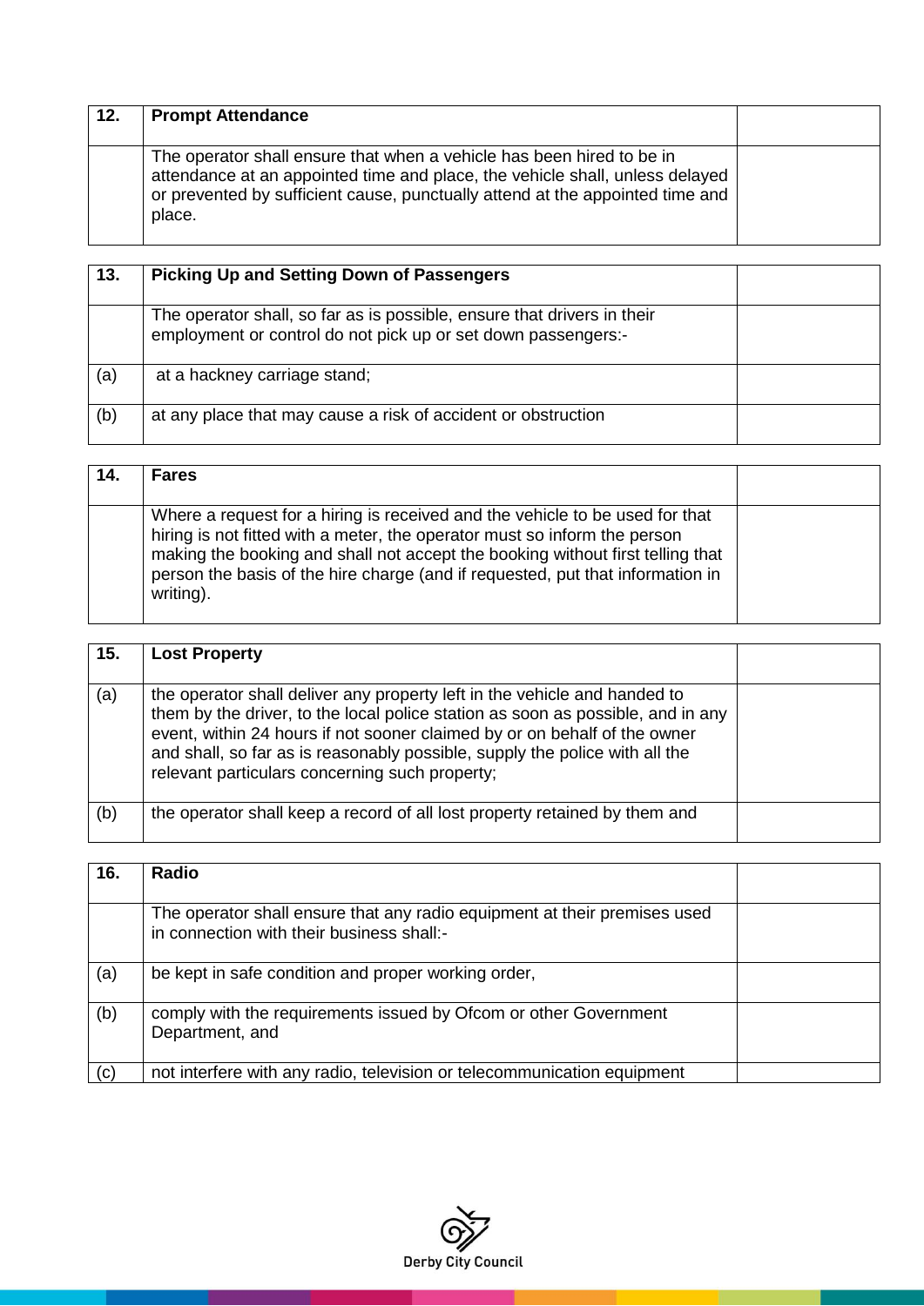| 12. | Prompt Attendance | |
|---|---|---|
| | The operator shall ensure that when a vehicle has been hired to be in attendance at an appointed time and place, the vehicle shall, unless delayed or prevented by sufficient cause, punctually attend at the appointed time and place. | |

| 13. | Picking Up and Setting Down of Passengers | |
|---|---|---|
| | The operator shall, so far as is possible, ensure that drivers in their employment or control do not pick up or set down passengers:- | |
| (a) | at a hackney carriage stand; | |
| (b) | at any place that may cause a risk of accident or obstruction | |

| 14. | Fares | |
|---|---|---|
| | Where a request for a hiring is received and the vehicle to be used for that hiring is not fitted with a meter, the operator must so inform the person making the booking and shall not accept the booking without first telling that person the basis of the hire charge (and if requested, put that information in writing). | |

| 15. | Lost Property | |
|---|---|---|
| (a) | the operator shall deliver any property left in the vehicle and handed to them by the driver, to the local police station as soon as possible, and in any event, within 24 hours if not sooner claimed by or on behalf of the owner and shall, so far as is reasonably possible, supply the police with all the relevant particulars concerning such property; | |
| (b) | the operator shall keep a record of all lost property retained by them and | |

| 16. | Radio | |
|---|---|---|
| | The operator shall ensure that any radio equipment at their premises used in connection with their business shall:- | |
| (a) | be kept in safe condition and proper working order, | |
| (b) | comply with the requirements issued by Ofcom or other Government Department, and | |
| (c) | not interfere with any radio, television or telecommunication equipment | |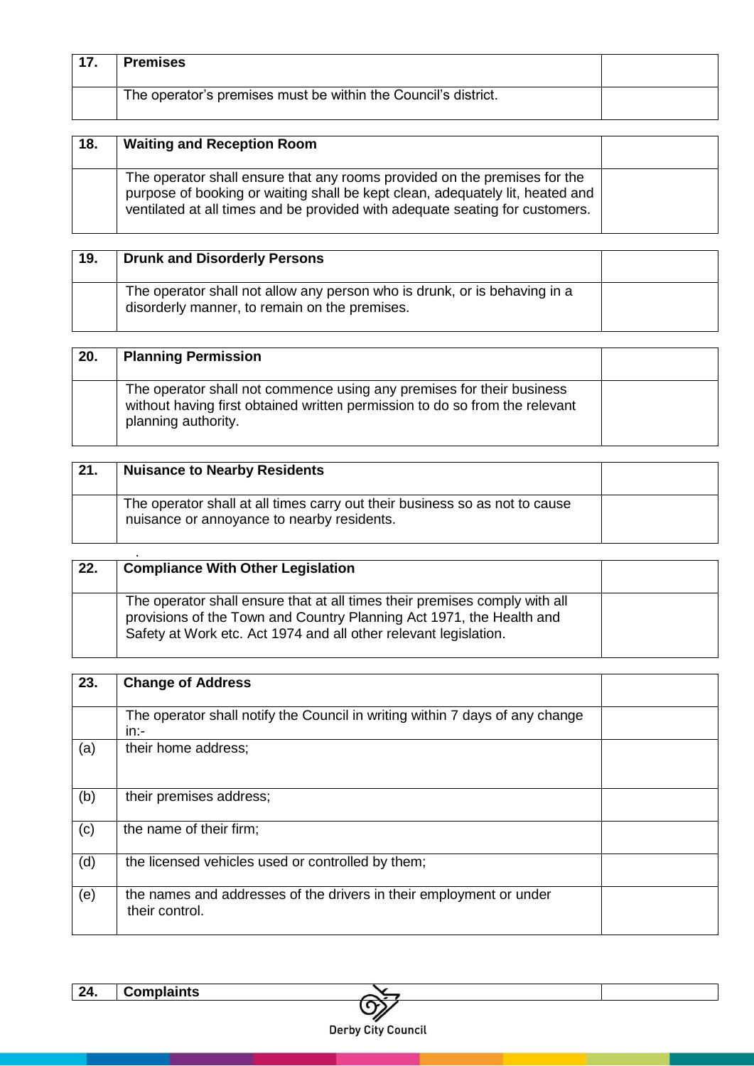| 17. | **Premises** | |
|---|---|---|
| | The operator's premises must be within the Council's district. | |

| 18. | **Waiting and Reception Room** | |
|---|---|---|
| | The operator shall ensure that any rooms provided on the premises for the purpose of booking or waiting shall be kept clean, adequately lit, heated and ventilated at all times and be provided with adequate seating for customers. | |

| 19. | **Drunk and Disorderly Persons** | |
|---|---|---|
| | The operator shall not allow any person who is drunk, or is behaving in a disorderly manner, to remain on the premises. | |

| 20. | **Planning Permission** | |
|---|---|---|
| | The operator shall not commence using any premises for their business without having first obtained written permission to do so from the relevant planning authority. | |

| 21. | **Nuisance to Nearby Residents** | |
|---|---|---|
| | The operator shall at all times carry out their business so as not to cause nuisance or annoyance to nearby residents. | |

| 22. | **Compliance With Other Legislation** | |
|---|---|---|
| | The operator shall ensure that at all times their premises comply with all provisions of the Town and Country Planning Act 1971, the Health and Safety at Work etc. Act 1974 and all other relevant legislation. | |

| 23. | **Change of Address** | |
|---|---|---|
| | The operator shall notify the Council in writing within 7 days of any change in:- | |
| (a) | their home address; | |
| (b) | their premises address; | |
| (c) | the name of their firm; | |
| (d) | the licensed vehicles used or controlled by them; | |
| (e) | the names and addresses of the drivers in their employment or under their control. | |

| 24. | **Complaints** | |
|---|---|---|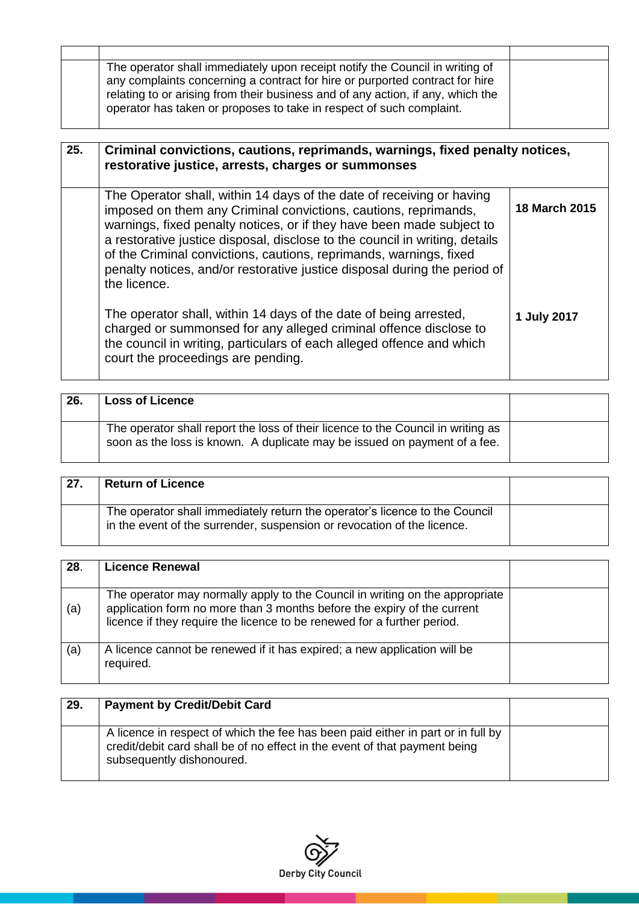| | | |
|---|---|---|
| | The operator shall immediately upon receipt notify the Council in writing of any complaints concerning a contract for hire or purported contract for hire relating to or arising from their business and of any action, if any, which the operator has taken or proposes to take in respect of such complaint. | |

| 25. | **Criminal convictions, cautions, reprimands, warnings, fixed penalty notices, restorative justice, arrests, charges or summonses** | |
|---|---|---|
| | The Operator shall, within 14 days of the date of receiving or having imposed on them any Criminal convictions, cautions, reprimands, warnings, fixed penalty notices, or if they have been made subject to a restorative justice disposal, disclose to the council in writing, details of the Criminal convictions, cautions, reprimands, warnings, fixed penalty notices, and/or restorative justice disposal during the period of the licence. | **18 March 2015** |
| | The operator shall, within 14 days of the date of being arrested, charged or summonsed for any alleged criminal offence disclose to the council in writing, particulars of each alleged offence and which court the proceedings are pending. | **1 July 2017** |

| 26. | **Loss of Licence** | |
|---|---|---|
| | The operator shall report the loss of their licence to the Council in writing as soon as the loss is known. A duplicate may be issued on payment of a fee. | |

| 27. | **Return of Licence** | |
|---|---|---|
| | The operator shall immediately return the operator's licence to the Council in the event of the surrender, suspension or revocation of the licence. | |

| 28. | **Licence Renewal** | |
|---|---|---|
| (a) | The operator may normally apply to the Council in writing on the appropriate application form no more than 3 months before the expiry of the current licence if they require the licence to be renewed for a further period. | |
| (a) | A licence cannot be renewed if it has expired; a new application will be required. | |

| 29. | **Payment by Credit/Debit Card** | |
|---|---|---|
| | A licence in respect of which the fee has been paid either in part or in full by credit/debit card shall be of no effect in the event of that payment being subsequently dishonoured. | |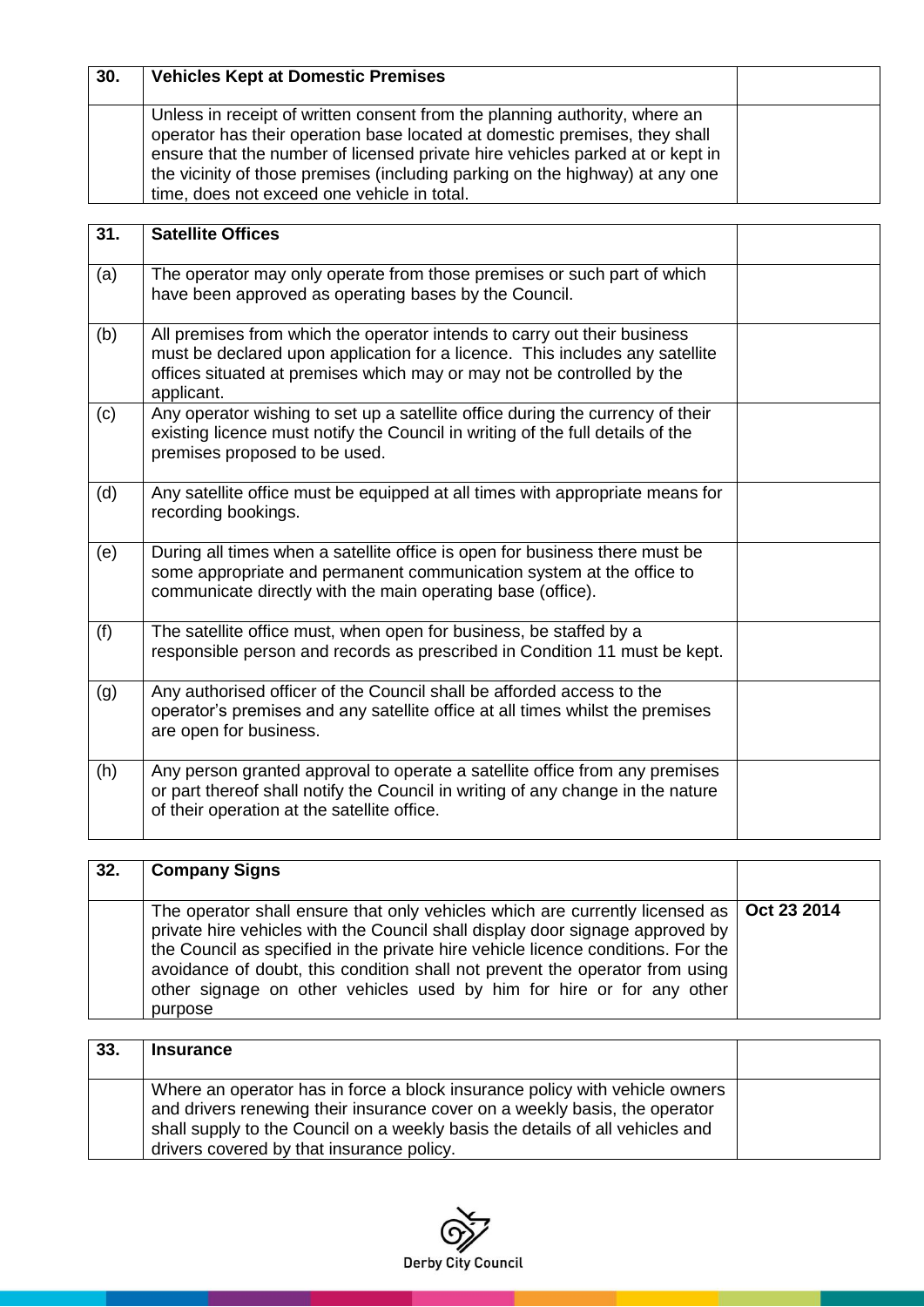| 30. | **Vehicles Kept at Domestic Premises** | |
|---|---|---|
| | Unless in receipt of written consent from the planning authority, where an operator has their operation base located at domestic premises, they shall ensure that the number of licensed private hire vehicles parked at or kept in the vicinity of those premises (including parking on the highway) at any one time, does not exceed one vehicle in total. | |

| 31. | **Satellite Offices** | |
|---|---|---|
| (a) | The operator may only operate from those premises or such part of which have been approved as operating bases by the Council. | |
| (b) | All premises from which the operator intends to carry out their business must be declared upon application for a licence. This includes any satellite offices situated at premises which may or may not be controlled by the applicant. | |
| (c) | Any operator wishing to set up a satellite office during the currency of their existing licence must notify the Council in writing of the full details of the premises proposed to be used. | |
| (d) | Any satellite office must be equipped at all times with appropriate means for recording bookings. | |
| (e) | During all times when a satellite office is open for business there must be some appropriate and permanent communication system at the office to communicate directly with the main operating base (office). | |
| (f) | The satellite office must, when open for business, be staffed by a responsible person and records as prescribed in Condition 11 must be kept. | |
| (g) | Any authorised officer of the Council shall be afforded access to the operator's premises and any satellite office at all times whilst the premises are open for business. | |
| (h) | Any person granted approval to operate a satellite office from any premises or part thereof shall notify the Council in writing of any change in the nature of their operation at the satellite office. | |

| 32. | **Company Signs** | |
|---|---|---|
| | The operator shall ensure that only vehicles which are currently licensed as private hire vehicles with the Council shall display door signage approved by the Council as specified in the private hire vehicle licence conditions. For the avoidance of doubt, this condition shall not prevent the operator from using other signage on other vehicles used by him for hire or for any other purpose | **Oct 23 2014** |

| 33. | **Insurance** | |
|---|---|---|
| | Where an operator has in force a block insurance policy with vehicle owners and drivers renewing their insurance cover on a weekly basis, the operator shall supply to the Council on a weekly basis the details of all vehicles and drivers covered by that insurance policy. | |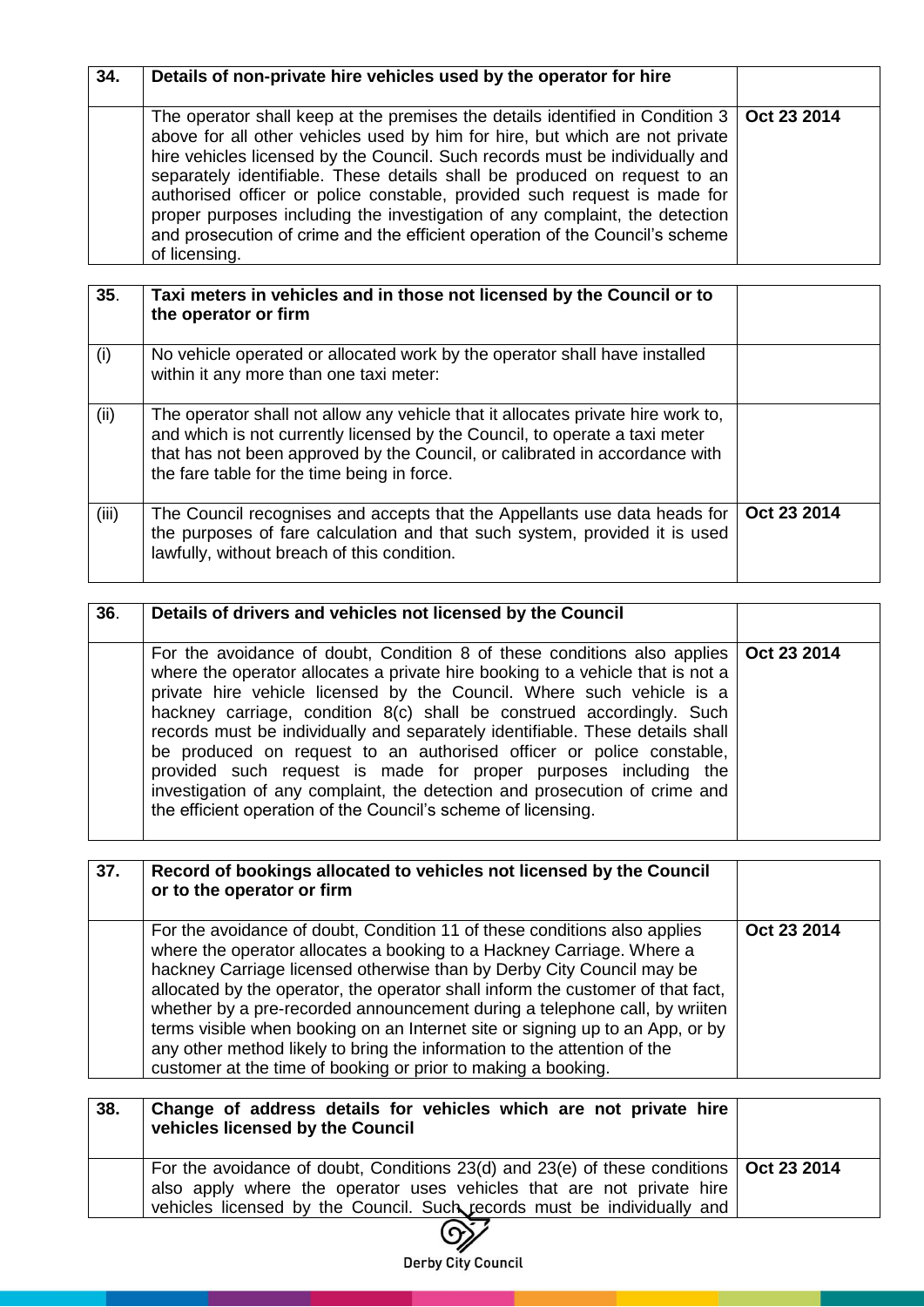| 34. | Details of non-private hire vehicles used by the operator for hire | |
|---|---|---|
| | The operator shall keep at the premises the details identified in Condition 3 above for all other vehicles used by him for hire, but which are not private hire vehicles licensed by the Council. Such records must be individually and separately identifiable. These details shall be produced on request to an authorised officer or police constable, provided such request is made for proper purposes including the investigation of any complaint, the detection and prosecution of crime and the efficient operation of the Council's scheme of licensing. | **Oct 23 2014** |

| 35. | Taxi meters in vehicles and in those not licensed by the Council or to the operator or firm | |
|---|---|---|
| (i) | No vehicle operated or allocated work by the operator shall have installed within it any more than one taxi meter: | |
| (ii) | The operator shall not allow any vehicle that it allocates private hire work to, and which is not currently licensed by the Council, to operate a taxi meter that has not been approved by the Council, or calibrated in accordance with the fare table for the time being in force. | |
| (iii) | The Council recognises and accepts that the Appellants use data heads for the purposes of fare calculation and that such system, provided it is used lawfully, without breach of this condition. | **Oct 23 2014** |

| 36. | Details of drivers and vehicles not licensed by the Council | |
|---|---|---|
| | For the avoidance of doubt, Condition 8 of these conditions also applies where the operator allocates a private hire booking to a vehicle that is not a private hire vehicle licensed by the Council. Where such vehicle is a hackney carriage, condition 8(c) shall be construed accordingly. Such records must be individually and separately identifiable. These details shall be produced on request to an authorised officer or police constable, provided such request is made for proper purposes including the investigation of any complaint, the detection and prosecution of crime and the efficient operation of the Council's scheme of licensing. | **Oct 23 2014** |

| 37. | Record of bookings allocated to vehicles not licensed by the Council or to the operator or firm | |
|---|---|---|
| | For the avoidance of doubt, Condition 11 of these conditions also applies where the operator allocates a booking to a Hackney Carriage. Where a hackney Carriage licensed otherwise than by Derby City Council may be allocated by the operator, the operator shall inform the customer of that fact, whether by a pre-recorded announcement during a telephone call, by wriiten terms visible when booking on an Internet site or signing up to an App, or by any other method likely to bring the information to the attention of the customer at the time of booking or prior to making a booking. | **Oct 23 2014** |

| 38. | Change of address details for vehicles which are not private hire vehicles licensed by the Council | |
|---|---|---|
| | For the avoidance of doubt, Conditions 23(d) and 23(e) of these conditions also apply where the operator uses vehicles that are not private hire vehicles licensed by the Council. Such records must be individually and | **Oct 23 2014** |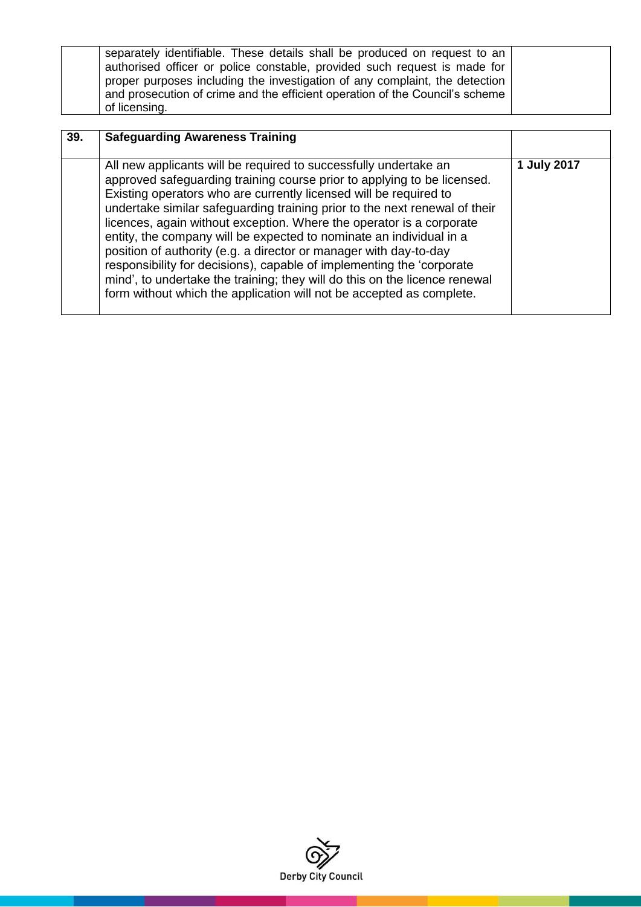| | | |
|---|---|---|
| | separately identifiable. These details shall be produced on request to an authorised officer or police constable, provided such request is made for proper purposes including the investigation of any complaint, the detection and prosecution of crime and the efficient operation of the Council's scheme of licensing. | |

| 39. | **Safeguarding Awareness Training** | |
|---|---|---|
| | All new applicants will be required to successfully undertake an approved safeguarding training course prior to applying to be licensed. Existing operators who are currently licensed will be required to undertake similar safeguarding training prior to the next renewal of their licences, again without exception. Where the operator is a corporate entity, the company will be expected to nominate an individual in a position of authority (e.g. a director or manager with day-to-day responsibility for decisions), capable of implementing the 'corporate mind', to undertake the training; they will do this on the licence renewal form without which the application will not be accepted as complete. | **1 July 2017** |